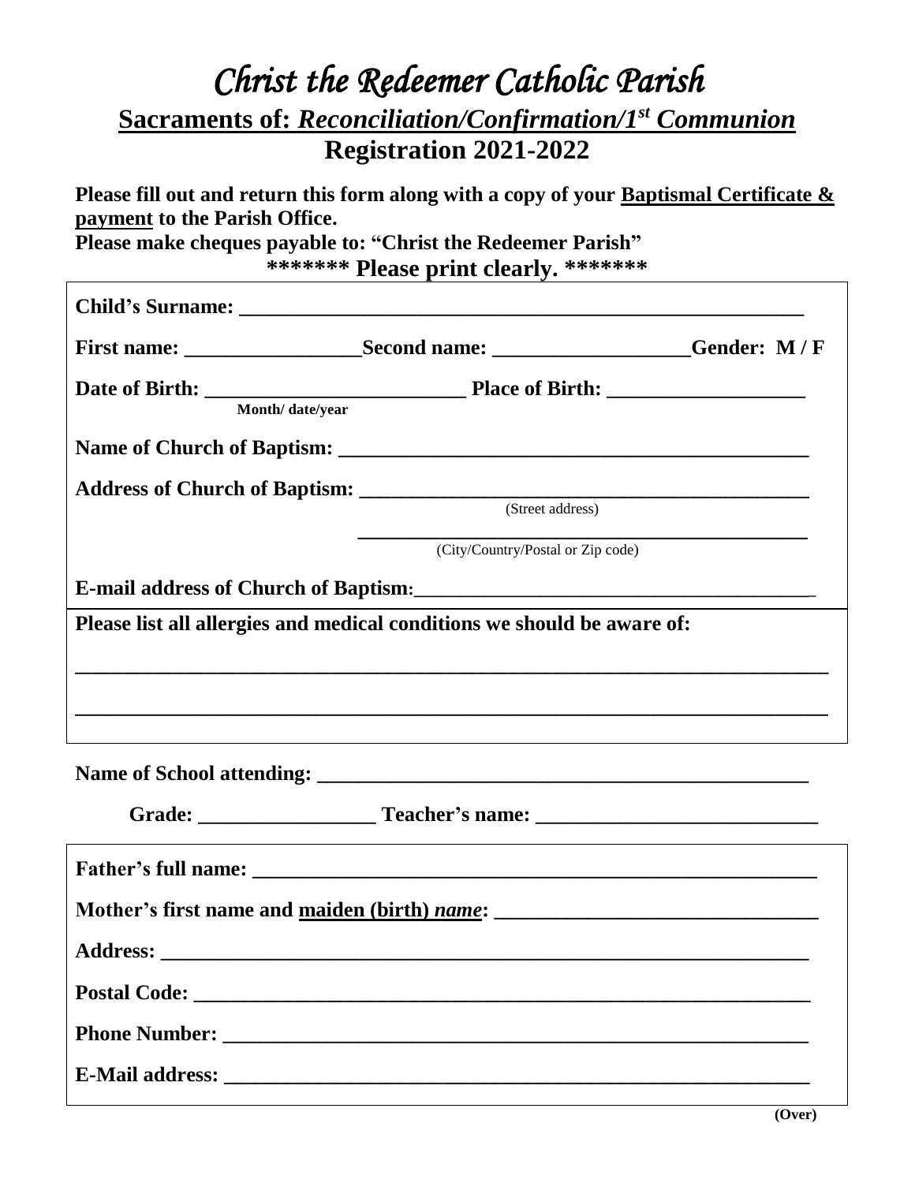# *Christ the Redeemer Catholic Parish*

## **Sacraments of:** ***Reconciliation/Confirmation/1st Communion***

## **Registration 2021-2022**

**Please fill out and return this form along with a copy of your Baptismal Certificate & payment to the Parish Office.**
**Please make cheques payable to: "Christ the Redeemer Parish"**

**\*\*\*\*\*\*\* Please print clearly. \*\*\*\*\*\*\***

**Child's Surname:** ____________________________________________________

**First name:** ________________ **Second name:** __________________ **Gender: M / F**

**Date of Birth:** ________________________ **Place of Birth:** ___________________
Month/ date/year

**Name of Church of Baptism:** _____________________________________________

**Address of Church of Baptism:** ___________________________________________
(Street address)

___________________________________________
(City/Country/Postal or Zip code)

**E-mail address of Church of Baptism:** ______________________________________

**Please list all allergies and medical conditions we should be aware of:**

_________________________________________________________________________

_________________________________________________________________________

**Name of School attending:** ______________________________________________

**Grade:** ________________ **Teacher's name:** __________________________

**Father's full name:** ____________________________________________________

**Mother's first name and maiden (birth)** ***name*****:** ______________________________

**Address:** ______________________________________________________________

**Postal Code:** ___________________________________________________________

**Phone Number:** _________________________________________________________

**E-Mail address:** ________________________________________________________

**(Over)**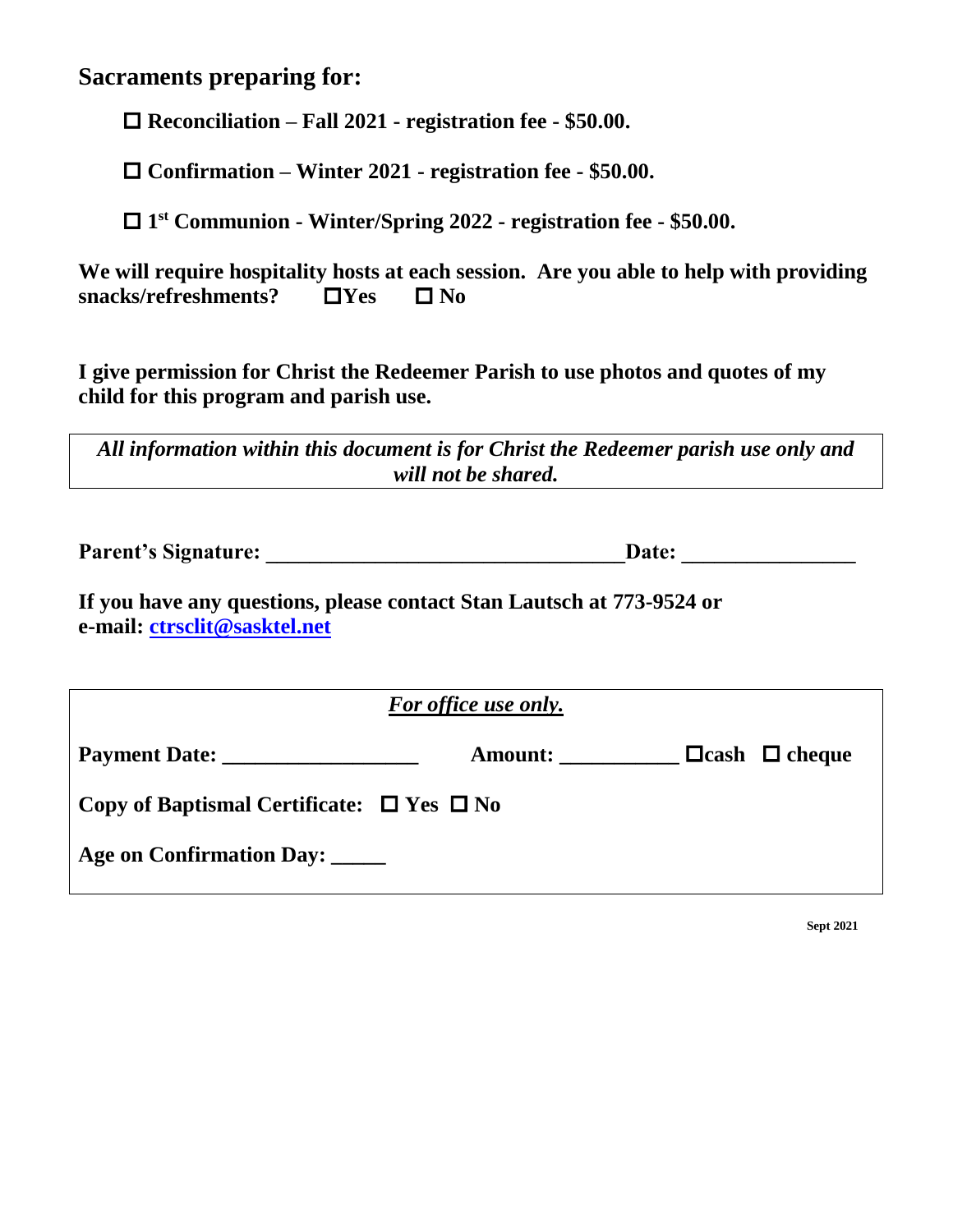## Sacraments preparing for:

- ☐ **Reconciliation – Fall 2021 - registration fee - $50.00.**
- ☐ **Confirmation – Winter 2021 - registration fee - $50.00.**
- ☐ **1st Communion - Winter/Spring 2022 - registration fee - $50.00.**

**We will require hospitality hosts at each session. Are you able to help with providing snacks/refreshments?** ☐**Yes** ☐ **No**

**I give permission for Christ the Redeemer Parish to use photos and quotes of my child for this program and parish use.**

***All information within this document is for Christ the Redeemer parish use only and will not be shared.***

**Parent's Signature: _______________________________ Date: _______________**

**If you have any questions, please contact Stan Lautsch at 773-9524 or e-mail: ctrsclit@sasktel.net**

***For office use only.***

**Payment Date: _________________** **Amount: __________** ☐**cash** ☐ **cheque**

**Copy of Baptismal Certificate:** ☐ **Yes** ☐ **No**

**Age on Confirmation Day: _____**

**Sept 2021**